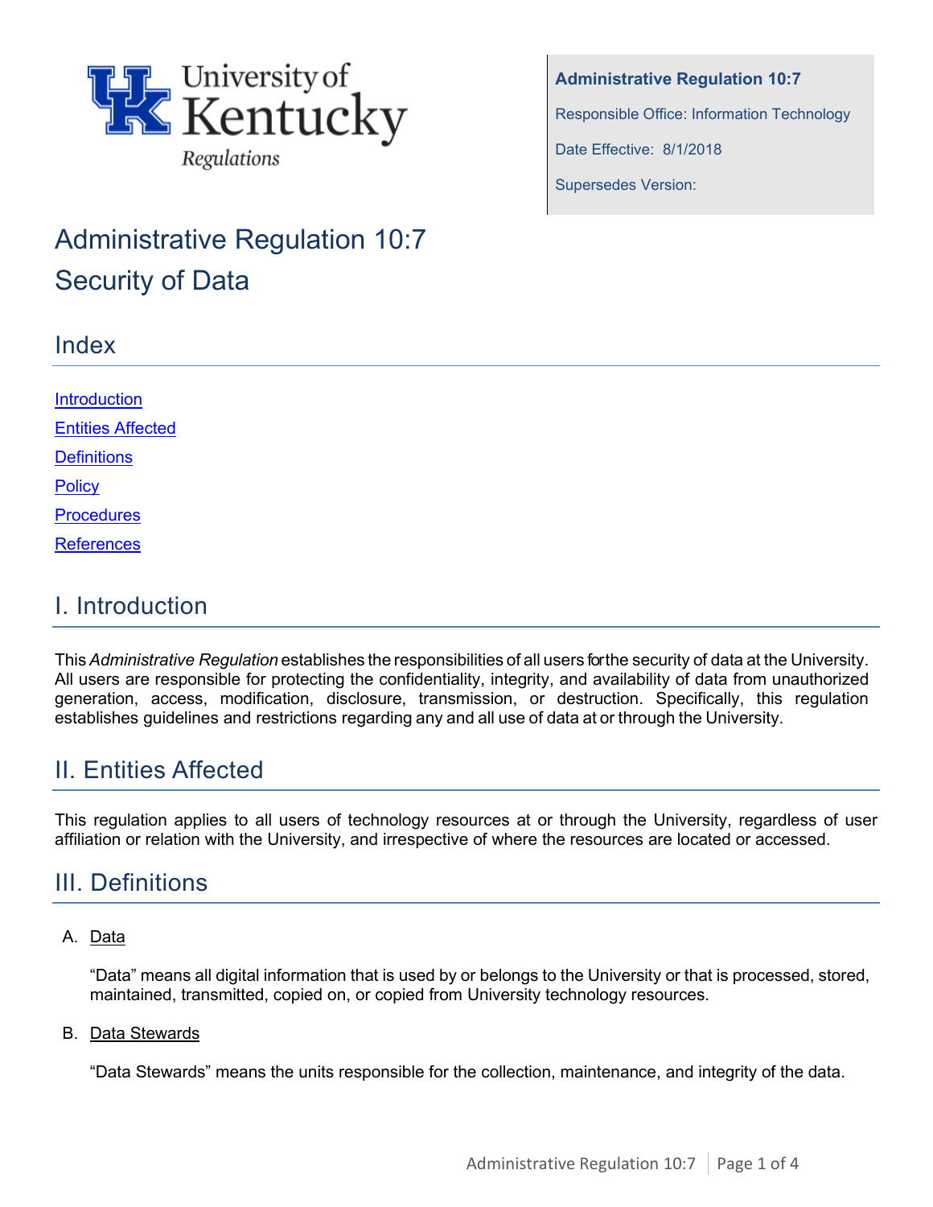University of Kentucky Regulations

**Administrative Regulation 10:7**

Responsible Office: Information Technology

Date Effective: 8/1/2018

Supersedes Version:

# Administrative Regulation 10:7
# Security of Data

## Index

[Introduction](#i-introduction)

[Entities Affected](#ii-entities-affected)

[Definitions](#iii-definitions)

[Policy](#)

[Procedures](#)

[References](#)

## I. Introduction

This *Administrative Regulation* establishes the responsibilities of all users for the security of data at the University. All users are responsible for protecting the confidentiality, integrity, and availability of data from unauthorized generation, access, modification, disclosure, transmission, or destruction. Specifically, this regulation establishes guidelines and restrictions regarding any and all use of data at or through the University.

## II. Entities Affected

This regulation applies to all users of technology resources at or through the University, regardless of user affiliation or relation with the University, and irrespective of where the resources are located or accessed.

## III. Definitions

A. Data

“Data” means all digital information that is used by or belongs to the University or that is processed, stored, maintained, transmitted, copied on, or copied from University technology resources.

B. Data Stewards

“Data Stewards” means the units responsible for the collection, maintenance, and integrity of the data.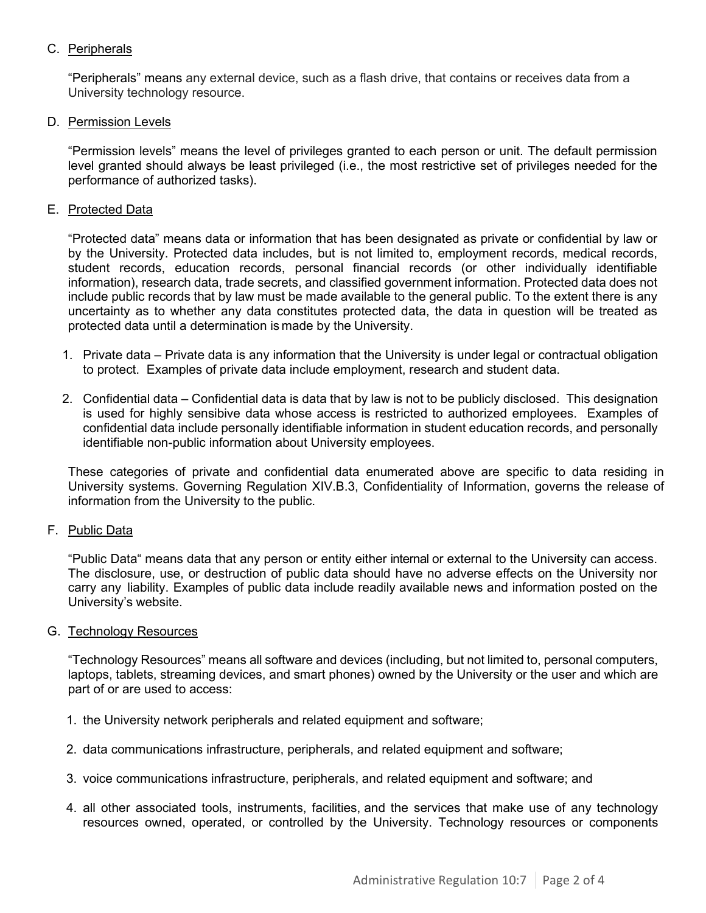C. <u>Peripherals</u>

"Peripherals" means any external device, such as a flash drive, that contains or receives data from a University technology resource.

D. <u>Permission Levels</u>

"Permission levels" means the level of privileges granted to each person or unit. The default permission level granted should always be least privileged (i.e., the most restrictive set of privileges needed for the performance of authorized tasks).

E. <u>Protected Data</u>

"Protected data" means data or information that has been designated as private or confidential by law or by the University. Protected data includes, but is not limited to, employment records, medical records, student records, education records, personal financial records (or other individually identifiable information), research data, trade secrets, and classified government information. Protected data does not include public records that by law must be made available to the general public. To the extent there is any uncertainty as to whether any data constitutes protected data, the data in question will be treated as protected data until a determination is made by the University.

1. Private data – Private data is any information that the University is under legal or contractual obligation to protect. Examples of private data include employment, research and student data.

2. Confidential data – Confidential data is data that by law is not to be publicly disclosed. This designation is used for highly sensibive data whose access is restricted to authorized employees. Examples of confidential data include personally identifiable information in student education records, and personally identifiable non-public information about University employees.

These categories of private and confidential data enumerated above are specific to data residing in University systems. Governing Regulation XIV.B.3, Confidentiality of Information, governs the release of information from the University to the public.

F. <u>Public Data</u>

"Public Data" means data that any person or entity either internal or external to the University can access. The disclosure, use, or destruction of public data should have no adverse effects on the University nor carry any liability. Examples of public data include readily available news and information posted on the University's website.

G. <u>Technology Resources</u>

"Technology Resources" means all software and devices (including, but not limited to, personal computers, laptops, tablets, streaming devices, and smart phones) owned by the University or the user and which are part of or are used to access:

1. the University network peripherals and related equipment and software;

2. data communications infrastructure, peripherals, and related equipment and software;

3. voice communications infrastructure, peripherals, and related equipment and software; and

4. all other associated tools, instruments, facilities, and the services that make use of any technology resources owned, operated, or controlled by the University. Technology resources or components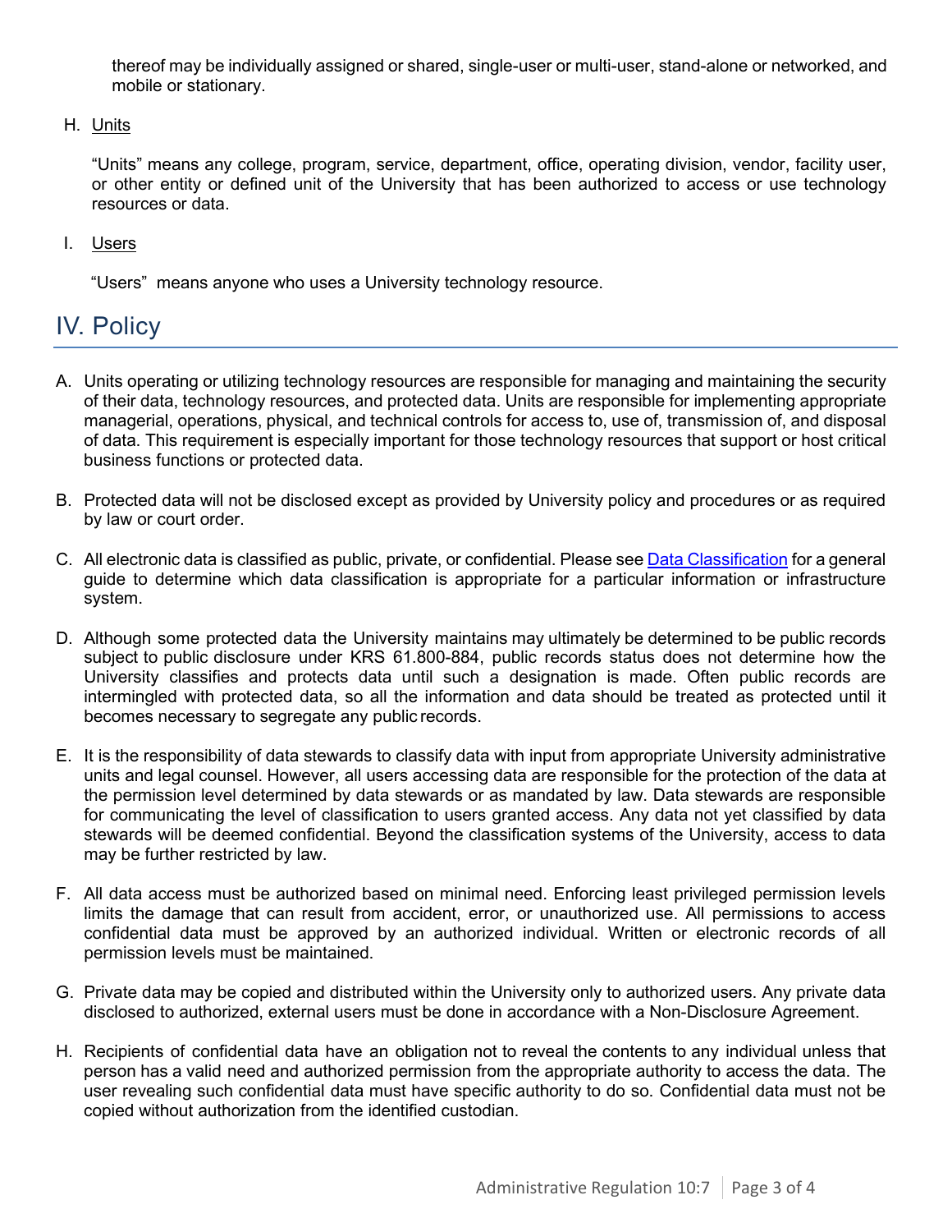thereof may be individually assigned or shared, single-user or multi-user, stand-alone or networked, and mobile or stationary.

H. Units

"Units" means any college, program, service, department, office, operating division, vendor, facility user, or other entity or defined unit of the University that has been authorized to access or use technology resources or data.

I. Users

"Users" means anyone who uses a University technology resource.

## IV. Policy

A. Units operating or utilizing technology resources are responsible for managing and maintaining the security of their data, technology resources, and protected data. Units are responsible for implementing appropriate managerial, operations, physical, and technical controls for access to, use of, transmission of, and disposal of data. This requirement is especially important for those technology resources that support or host critical business functions or protected data.

B. Protected data will not be disclosed except as provided by University policy and procedures or as required by law or court order.

C. All electronic data is classified as public, private, or confidential. Please see [Data Classification]() for a general guide to determine which data classification is appropriate for a particular information or infrastructure system.

D. Although some protected data the University maintains may ultimately be determined to be public records subject to public disclosure under KRS 61.800-884, public records status does not determine how the University classifies and protects data until such a designation is made. Often public records are intermingled with protected data, so all the information and data should be treated as protected until it becomes necessary to segregate any public records.

E. It is the responsibility of data stewards to classify data with input from appropriate University administrative units and legal counsel. However, all users accessing data are responsible for the protection of the data at the permission level determined by data stewards or as mandated by law. Data stewards are responsible for communicating the level of classification to users granted access. Any data not yet classified by data stewards will be deemed confidential. Beyond the classification systems of the University, access to data may be further restricted by law.

F. All data access must be authorized based on minimal need. Enforcing least privileged permission levels limits the damage that can result from accident, error, or unauthorized use. All permissions to access confidential data must be approved by an authorized individual. Written or electronic records of all permission levels must be maintained.

G. Private data may be copied and distributed within the University only to authorized users. Any private data disclosed to authorized, external users must be done in accordance with a Non-Disclosure Agreement.

H. Recipients of confidential data have an obligation not to reveal the contents to any individual unless that person has a valid need and authorized permission from the appropriate authority to access the data. The user revealing such confidential data must have specific authority to do so. Confidential data must not be copied without authorization from the identified custodian.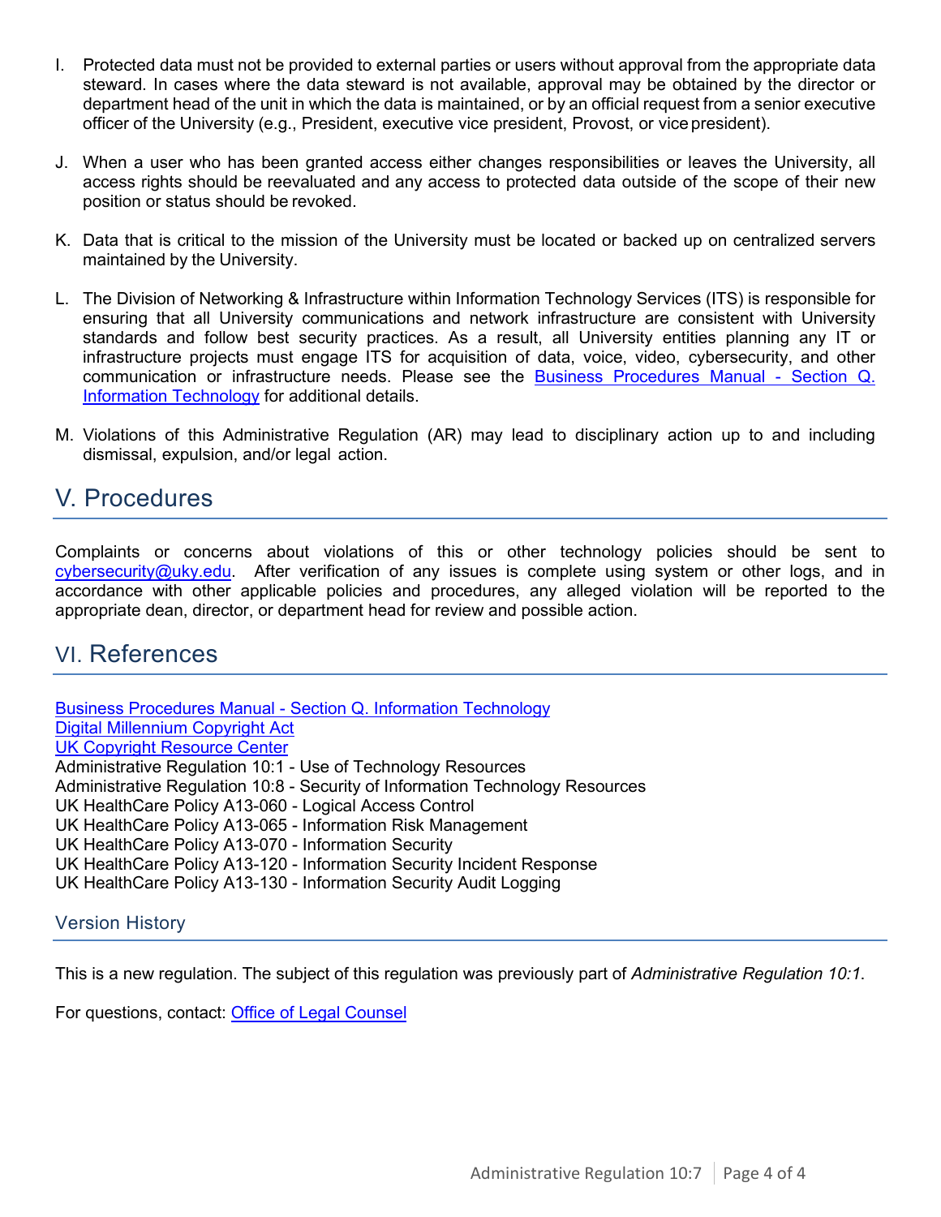I. Protected data must not be provided to external parties or users without approval from the appropriate data steward. In cases where the data steward is not available, approval may be obtained by the director or department head of the unit in which the data is maintained, or by an official request from a senior executive officer of the University (e.g., President, executive vice president, Provost, or vice president).

J. When a user who has been granted access either changes responsibilities or leaves the University, all access rights should be reevaluated and any access to protected data outside of the scope of their new position or status should be revoked.

K. Data that is critical to the mission of the University must be located or backed up on centralized servers maintained by the University.

L. The Division of Networking & Infrastructure within Information Technology Services (ITS) is responsible for ensuring that all University communications and network infrastructure are consistent with University standards and follow best security practices. As a result, all University entities planning any IT or infrastructure projects must engage ITS for acquisition of data, voice, video, cybersecurity, and other communication or infrastructure needs. Please see the Business Procedures Manual - Section Q. Information Technology for additional details.

M. Violations of this Administrative Regulation (AR) may lead to disciplinary action up to and including dismissal, expulsion, and/or legal action.

## V. Procedures

Complaints or concerns about violations of this or other technology policies should be sent to cybersecurity@uky.edu. After verification of any issues is complete using system or other logs, and in accordance with other applicable policies and procedures, any alleged violation will be reported to the appropriate dean, director, or department head for review and possible action.

## VI. References

Business Procedures Manual - Section Q. Information Technology
Digital Millennium Copyright Act
UK Copyright Resource Center
Administrative Regulation 10:1 - Use of Technology Resources
Administrative Regulation 10:8 - Security of Information Technology Resources
UK HealthCare Policy A13-060 - Logical Access Control
UK HealthCare Policy A13-065 - Information Risk Management
UK HealthCare Policy A13-070 - Information Security
UK HealthCare Policy A13-120 - Information Security Incident Response
UK HealthCare Policy A13-130 - Information Security Audit Logging

### Version History

This is a new regulation. The subject of this regulation was previously part of *Administrative Regulation 10:1*.

For questions, contact: Office of Legal Counsel